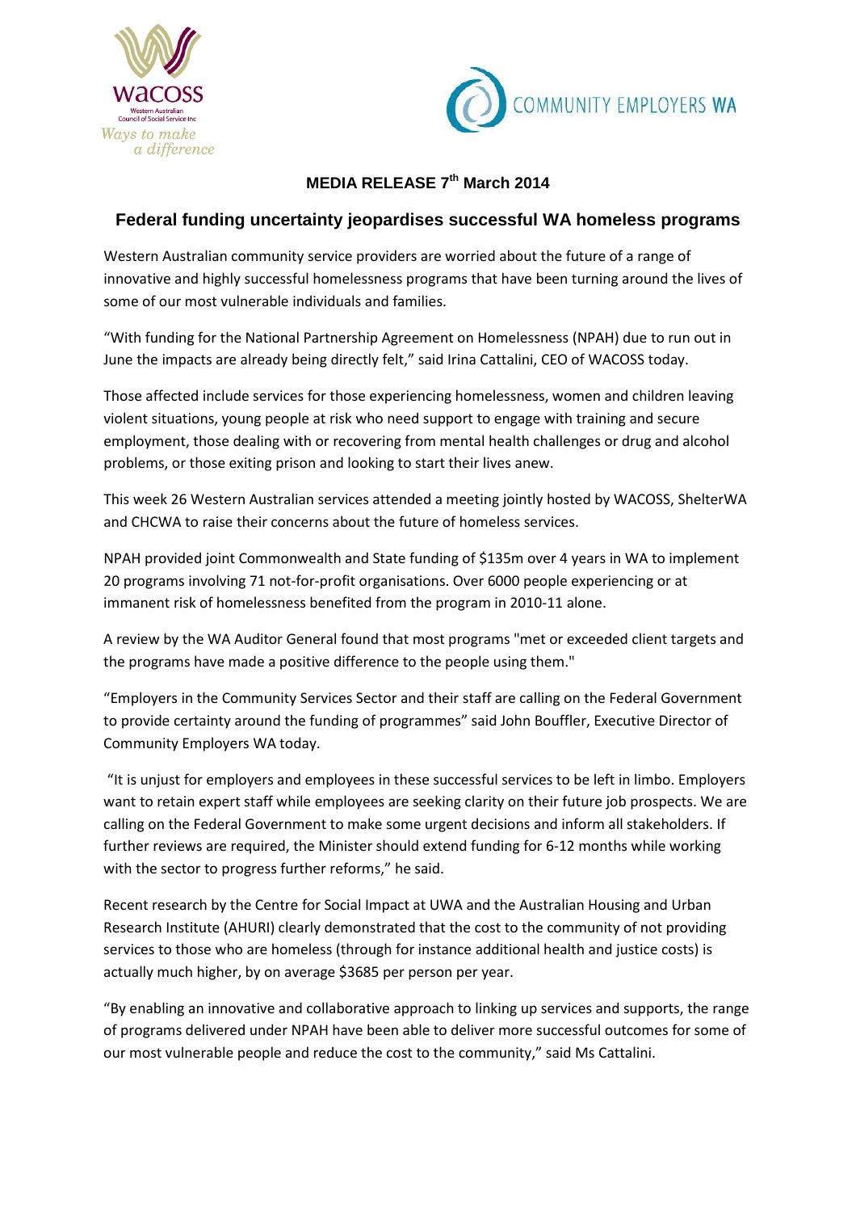wacoss
Western Australian Council of Social Service Inc
*Ways to make a difference*

COMMUNITY EMPLOYERS WA

**MEDIA RELEASE 7th March 2014**

## Federal funding uncertainty jeopardises successful WA homeless programs

Western Australian community service providers are worried about the future of a range of innovative and highly successful homelessness programs that have been turning around the lives of some of our most vulnerable individuals and families.

"With funding for the National Partnership Agreement on Homelessness (NPAH) due to run out in June the impacts are already being directly felt," said Irina Cattalini, CEO of WACOSS today.

Those affected include services for those experiencing homelessness, women and children leaving violent situations, young people at risk who need support to engage with training and secure employment, those dealing with or recovering from mental health challenges or drug and alcohol problems, or those exiting prison and looking to start their lives anew.

This week 26 Western Australian services attended a meeting jointly hosted by WACOSS, ShelterWA and CHCWA to raise their concerns about the future of homeless services.

NPAH provided joint Commonwealth and State funding of $135m over 4 years in WA to implement 20 programs involving 71 not-for-profit organisations. Over 6000 people experiencing or at immanent risk of homelessness benefited from the program in 2010-11 alone.

A review by the WA Auditor General found that most programs "met or exceeded client targets and the programs have made a positive difference to the people using them."

"Employers in the Community Services Sector and their staff are calling on the Federal Government to provide certainty around the funding of programmes" said John Bouffler, Executive Director of Community Employers WA today.

"It is unjust for employers and employees in these successful services to be left in limbo. Employers want to retain expert staff while employees are seeking clarity on their future job prospects. We are calling on the Federal Government to make some urgent decisions and inform all stakeholders. If further reviews are required, the Minister should extend funding for 6-12 months while working with the sector to progress further reforms," he said.

Recent research by the Centre for Social Impact at UWA and the Australian Housing and Urban Research Institute (AHURI) clearly demonstrated that the cost to the community of not providing services to those who are homeless (through for instance additional health and justice costs) is actually much higher, by on average $3685 per person per year.

"By enabling an innovative and collaborative approach to linking up services and supports, the range of programs delivered under NPAH have been able to deliver more successful outcomes for some of our most vulnerable people and reduce the cost to the community," said Ms Cattalini.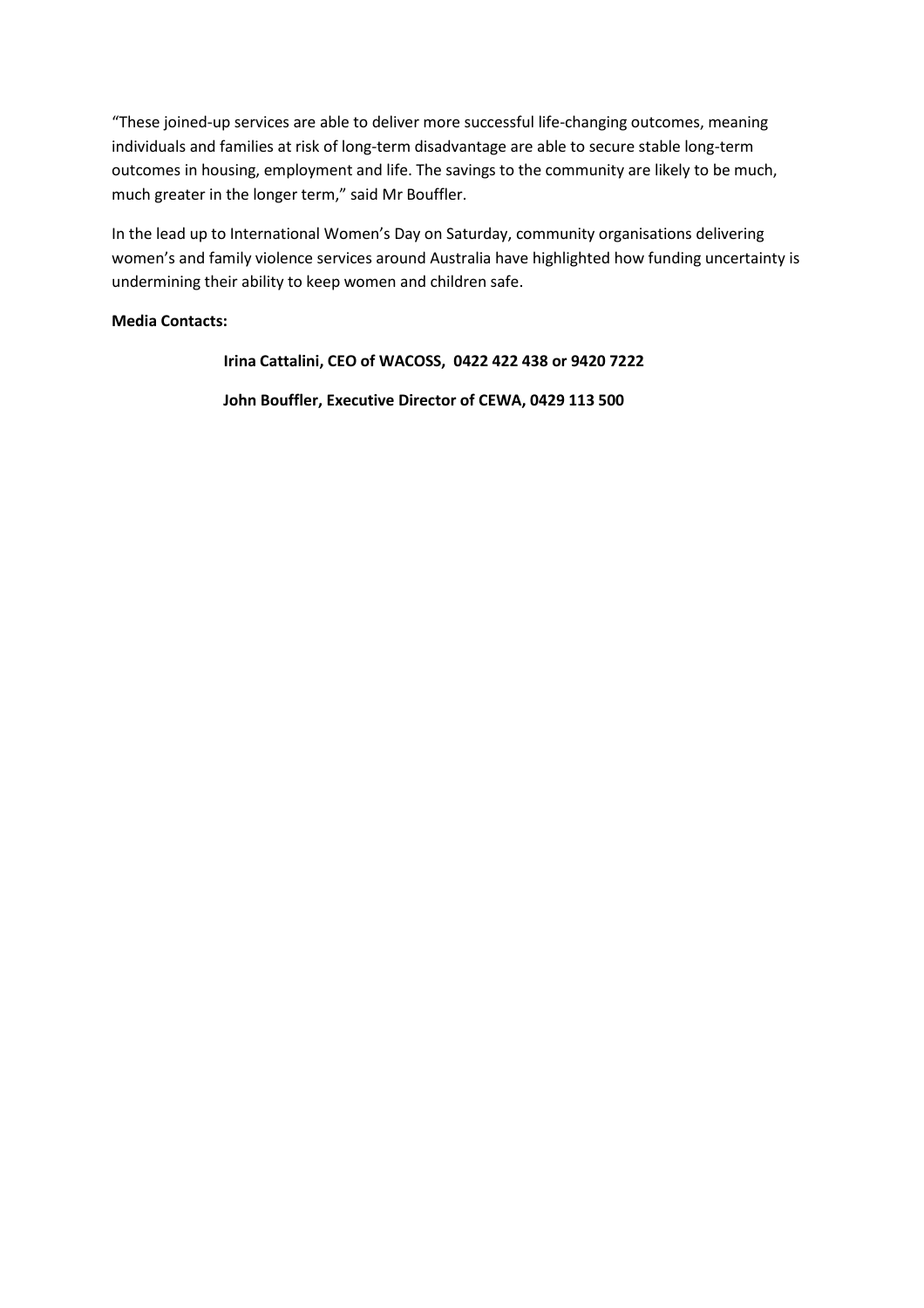"These joined-up services are able to deliver more successful life-changing outcomes, meaning individuals and families at risk of long-term disadvantage are able to secure stable long-term outcomes in housing, employment and life. The savings to the community are likely to be much, much greater in the longer term," said Mr Bouffler.

In the lead up to International Women's Day on Saturday, community organisations delivering women's and family violence services around Australia have highlighted how funding uncertainty is undermining their ability to keep women and children safe.

**Media Contacts:**

**Irina Cattalini, CEO of WACOSS, 0422 422 438 or 9420 7222**

**John Bouffler, Executive Director of CEWA, 0429 113 500**